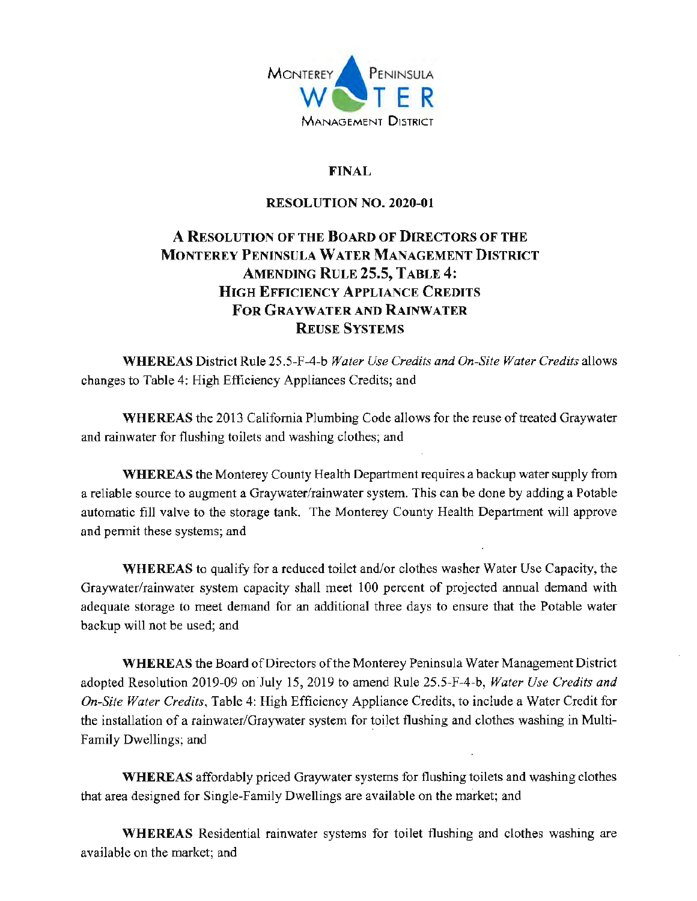MONTEREY PENINSULA WATER MANAGEMENT DISTRICT

**FINAL**

**RESOLUTION NO. 2020-01**

# A RESOLUTION OF THE BOARD OF DIRECTORS OF THE MONTEREY PENINSULA WATER MANAGEMENT DISTRICT AMENDING RULE 25.5, TABLE 4: HIGH EFFICIENCY APPLIANCE CREDITS FOR GRAYWATER AND RAINWATER REUSE SYSTEMS

**WHEREAS** District Rule 25.5-F-4-b *Water Use Credits and On-Site Water Credits* allows changes to Table 4: High Efficiency Appliances Credits; and

**WHEREAS** the 2013 California Plumbing Code allows for the reuse of treated Graywater and rainwater for flushing toilets and washing clothes; and

**WHEREAS** the Monterey County Health Department requires a backup water supply from a reliable source to augment a Graywater/rainwater system. This can be done by adding a Potable automatic fill valve to the storage tank. The Monterey County Health Department will approve and permit these systems; and

**WHEREAS** to qualify for a reduced toilet and/or clothes washer Water Use Capacity, the Graywater/rainwater system capacity shall meet 100 percent of projected annual demand with adequate storage to meet demand for an additional three days to ensure that the Potable water backup will not be used; and

**WHEREAS** the Board of Directors of the Monterey Peninsula Water Management District adopted Resolution 2019-09 on July 15, 2019 to amend Rule 25.5-F-4-b, *Water Use Credits and On-Site Water Credits*, Table 4: High Efficiency Appliance Credits, to include a Water Credit for the installation of a rainwater/Graywater system for toilet flushing and clothes washing in Multi-Family Dwellings; and

**WHEREAS** affordably priced Graywater systems for flushing toilets and washing clothes that area designed for Single-Family Dwellings are available on the market; and

**WHEREAS** Residential rainwater systems for toilet flushing and clothes washing are available on the market; and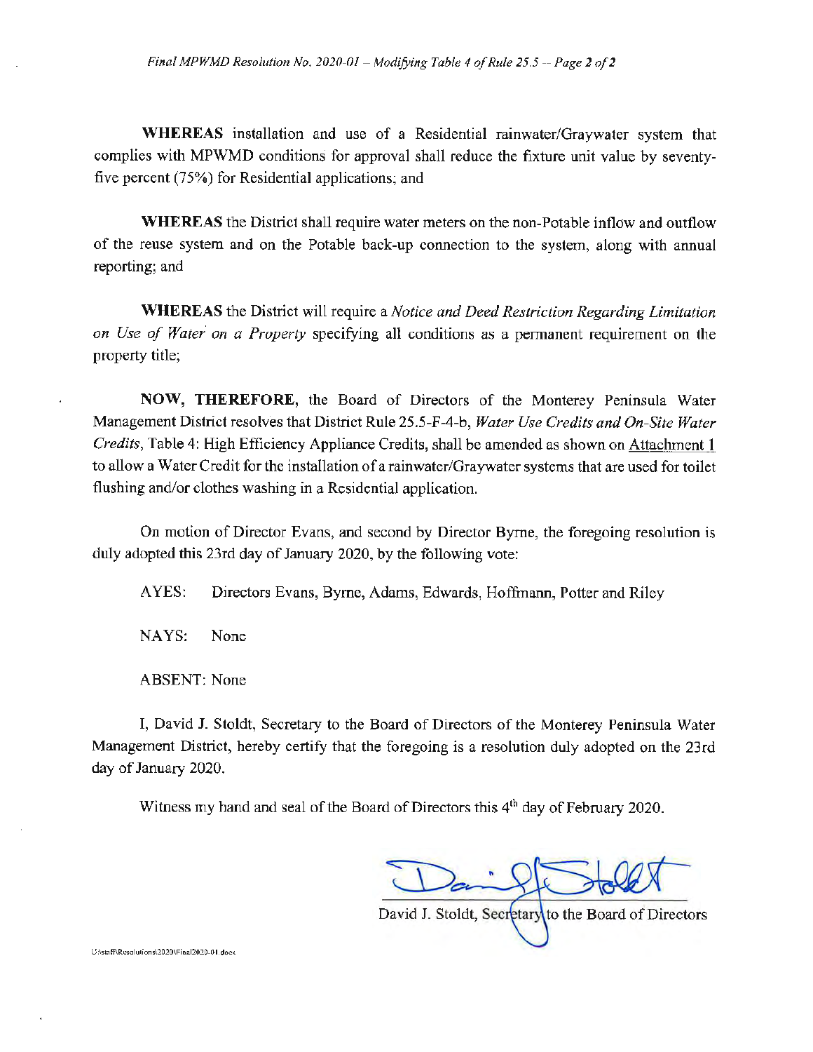**WHEREAS** installation and use of a Residential rainwater/Graywater system that complies with MPWMD conditions for approval shall reduce the fixture unit value by seventy-five percent (75%) for Residential applications; and

**WHEREAS** the District shall require water meters on the non-Potable inflow and outflow of the reuse system and on the Potable back-up connection to the system, along with annual reporting; and

**WHEREAS** the District will require a *Notice and Deed Restriction Regarding Limitation on Use of Water on a Property* specifying all conditions as a permanent requirement on the property title;

**NOW, THEREFORE,** the Board of Directors of the Monterey Peninsula Water Management District resolves that District Rule 25.5-F-4-b, *Water Use Credits and On-Site Water Credits*, Table 4: High Efficiency Appliance Credits, shall be amended as shown on Attachment 1 to allow a Water Credit for the installation of a rainwater/Graywater systems that are used for toilet flushing and/or clothes washing in a Residential application.

On motion of Director Evans, and second by Director Byrne, the foregoing resolution is duly adopted this 23rd day of January 2020, by the following vote:

AYES: Directors Evans, Byrne, Adams, Edwards, Hoffmann, Potter and Riley

NAYS: None

ABSENT: None

I, David J. Stoldt, Secretary to the Board of Directors of the Monterey Peninsula Water Management District, hereby certify that the foregoing is a resolution duly adopted on the 23rd day of January 2020.

Witness my hand and seal of the Board of Directors this 4th day of February 2020.

David J. Stoldt, Secretary to the Board of Directors

U:\staff\Resolutions\2020\Final2020-01.docx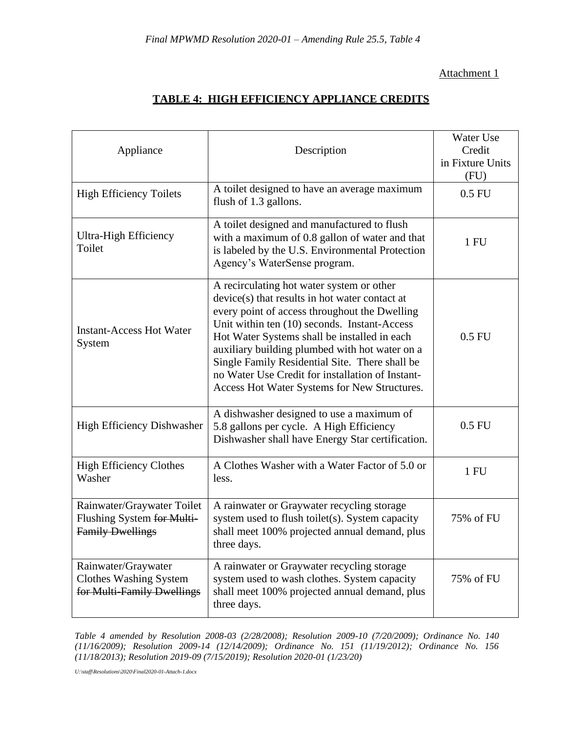Attachment 1

## TABLE 4: HIGH EFFICIENCY APPLIANCE CREDITS

| Appliance | Description | Water Use Credit in Fixture Units (FU) |
|---|---|---|
| High Efficiency Toilets | A toilet designed to have an average maximum flush of 1.3 gallons. | 0.5 FU |
| Ultra-High Efficiency Toilet | A toilet designed and manufactured to flush with a maximum of 0.8 gallon of water and that is labeled by the U.S. Environmental Protection Agency's WaterSense program. | 1 FU |
| Instant-Access Hot Water System | A recirculating hot water system or other device(s) that results in hot water contact at every point of access throughout the Dwelling Unit within ten (10) seconds. Instant-Access Hot Water Systems shall be installed in each auxiliary building plumbed with hot water on a Single Family Residential Site. There shall be no Water Use Credit for installation of Instant-Access Hot Water Systems for New Structures. | 0.5 FU |
| High Efficiency Dishwasher | A dishwasher designed to use a maximum of 5.8 gallons per cycle. A High Efficiency Dishwasher shall have Energy Star certification. | 0.5 FU |
| High Efficiency Clothes Washer | A Clothes Washer with a Water Factor of 5.0 or less. | 1 FU |
| Rainwater/Graywater Toilet Flushing System ~~for Multi-Family Dwellings~~ | A rainwater or Graywater recycling storage system used to flush toilet(s). System capacity shall meet 100% projected annual demand, plus three days. | 75% of FU |
| Rainwater/Graywater Clothes Washing System ~~for Multi-Family Dwellings~~ | A rainwater or Graywater recycling storage system used to wash clothes. System capacity shall meet 100% projected annual demand, plus three days. | 75% of FU |

*Table 4 amended by Resolution 2008-03 (2/28/2008); Resolution 2009-10 (7/20/2009); Ordinance No. 140 (11/16/2009); Resolution 2009-14 (12/14/2009); Ordinance No. 151 (11/19/2012); Ordinance No. 156 (11/18/2013); Resolution 2019-09 (7/15/2019); Resolution 2020-01 (1/23/20)*